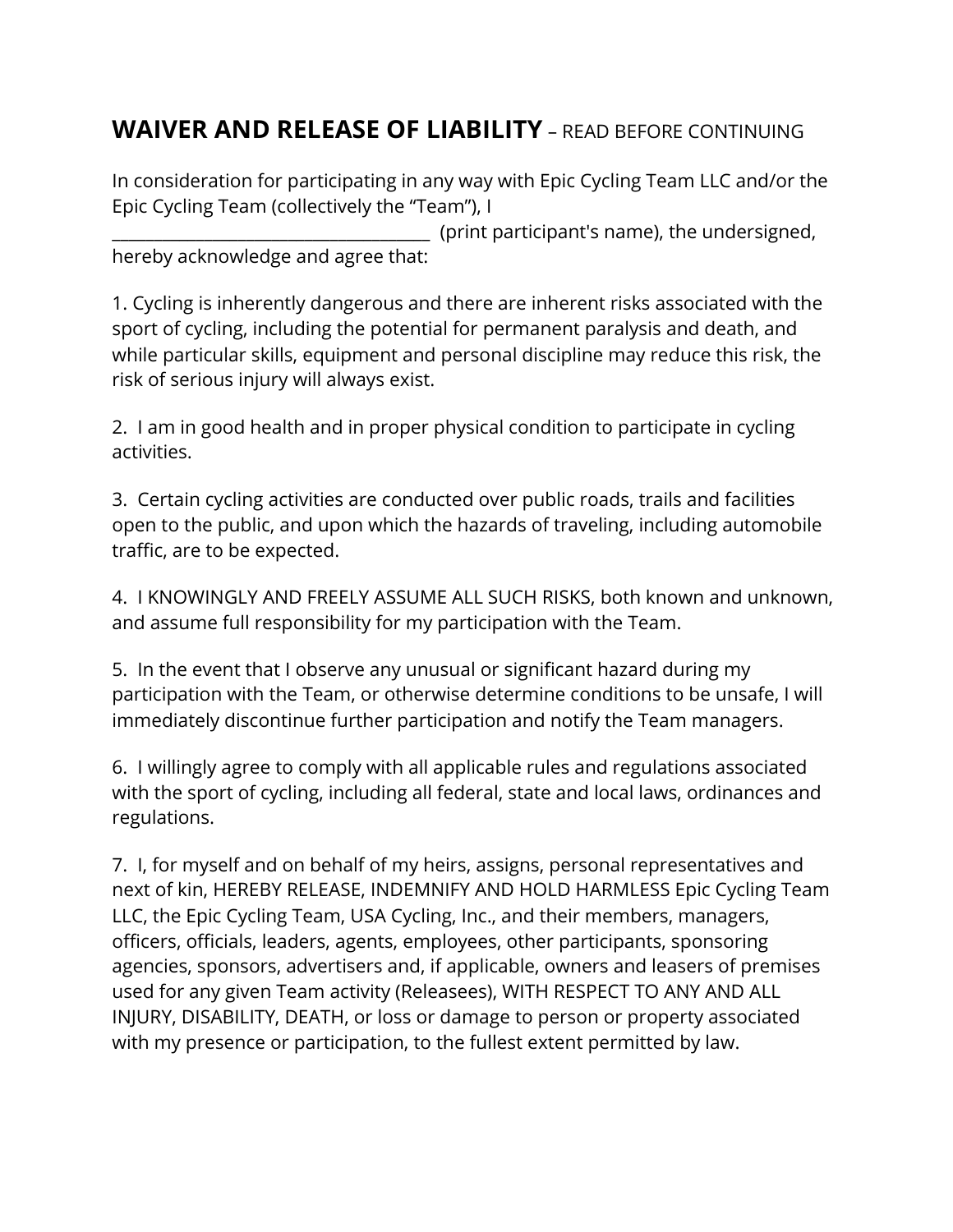# **WAIVER AND RELEASE OF LIABILITY** – READ BEFORE CONTINUING

In consideration for participating in any way with Epic Cycling Team LLC and/or the Epic Cycling Team (collectively the "Team"), I ____________________________________ (print participant's name), the undersigned, hereby acknowledge and agree that:

1. Cycling is inherently dangerous and there are inherent risks associated with the sport of cycling, including the potential for permanent paralysis and death, and while particular skills, equipment and personal discipline may reduce this risk, the risk of serious injury will always exist.

2. I am in good health and in proper physical condition to participate in cycling activities.

3. Certain cycling activities are conducted over public roads, trails and facilities open to the public, and upon which the hazards of traveling, including automobile traffic, are to be expected.

4. I KNOWINGLY AND FREELY ASSUME ALL SUCH RISKS, both known and unknown, and assume full responsibility for my participation with the Team.

5. In the event that I observe any unusual or significant hazard during my participation with the Team, or otherwise determine conditions to be unsafe, I will immediately discontinue further participation and notify the Team managers.

6. I willingly agree to comply with all applicable rules and regulations associated with the sport of cycling, including all federal, state and local laws, ordinances and regulations.

7. I, for myself and on behalf of my heirs, assigns, personal representatives and next of kin, HEREBY RELEASE, INDEMNIFY AND HOLD HARMLESS Epic Cycling Team LLC, the Epic Cycling Team, USA Cycling, Inc., and their members, managers, officers, officials, leaders, agents, employees, other participants, sponsoring agencies, sponsors, advertisers and, if applicable, owners and leasers of premises used for any given Team activity (Releasees), WITH RESPECT TO ANY AND ALL INJURY, DISABILITY, DEATH, or loss or damage to person or property associated with my presence or participation, to the fullest extent permitted by law.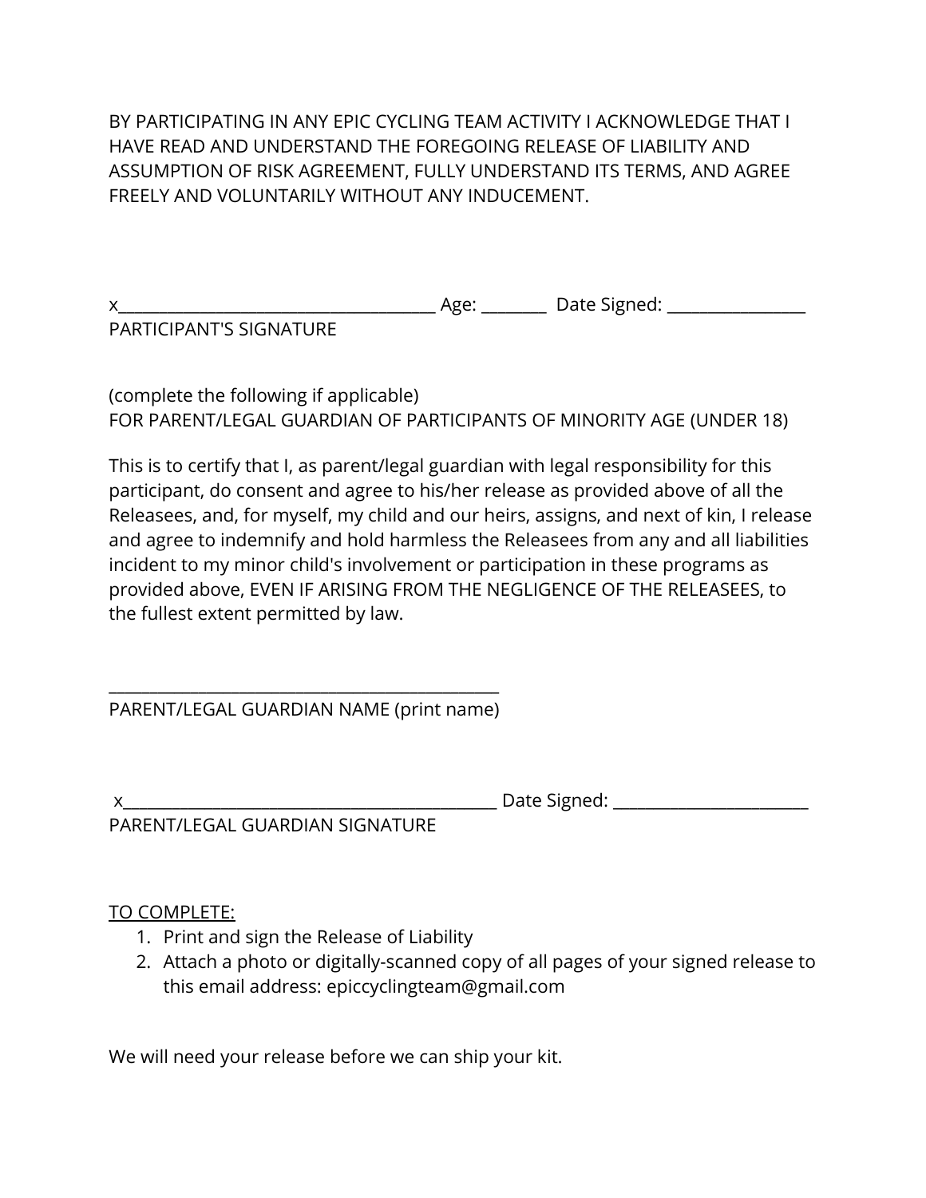BY PARTICIPATING IN ANY EPIC CYCLING TEAM ACTIVITY I ACKNOWLEDGE THAT I HAVE READ AND UNDERSTAND THE FOREGOING RELEASE OF LIABILITY AND ASSUMPTION OF RISK AGREEMENT, FULLY UNDERSTAND ITS TERMS, AND AGREE FREELY AND VOLUNTARILY WITHOUT ANY INDUCEMENT.

x_______________________________________ Age: ________ Date Signed: _________________
PARTICIPANT'S SIGNATURE

(complete the following if applicable)
FOR PARENT/LEGAL GUARDIAN OF PARTICIPANTS OF MINORITY AGE (UNDER 18)

This is to certify that I, as parent/legal guardian with legal responsibility for this participant, do consent and agree to his/her release as provided above of all the Releasees, and, for myself, my child and our heirs, assigns, and next of kin, I release and agree to indemnify and hold harmless the Releasees from any and all liabilities incident to my minor child's involvement or participation in these programs as provided above, EVEN IF ARISING FROM THE NEGLIGENCE OF THE RELEASEES, to the fullest extent permitted by law.

_______________________________________________
PARENT/LEGAL GUARDIAN NAME (print name)

x_____________________________________________ Date Signed: ________________________
PARENT/LEGAL GUARDIAN SIGNATURE

TO COMPLETE:

1. Print and sign the Release of Liability
2. Attach a photo or digitally-scanned copy of all pages of your signed release to this email address: epiccyclingteam@gmail.com

We will need your release before we can ship your kit.